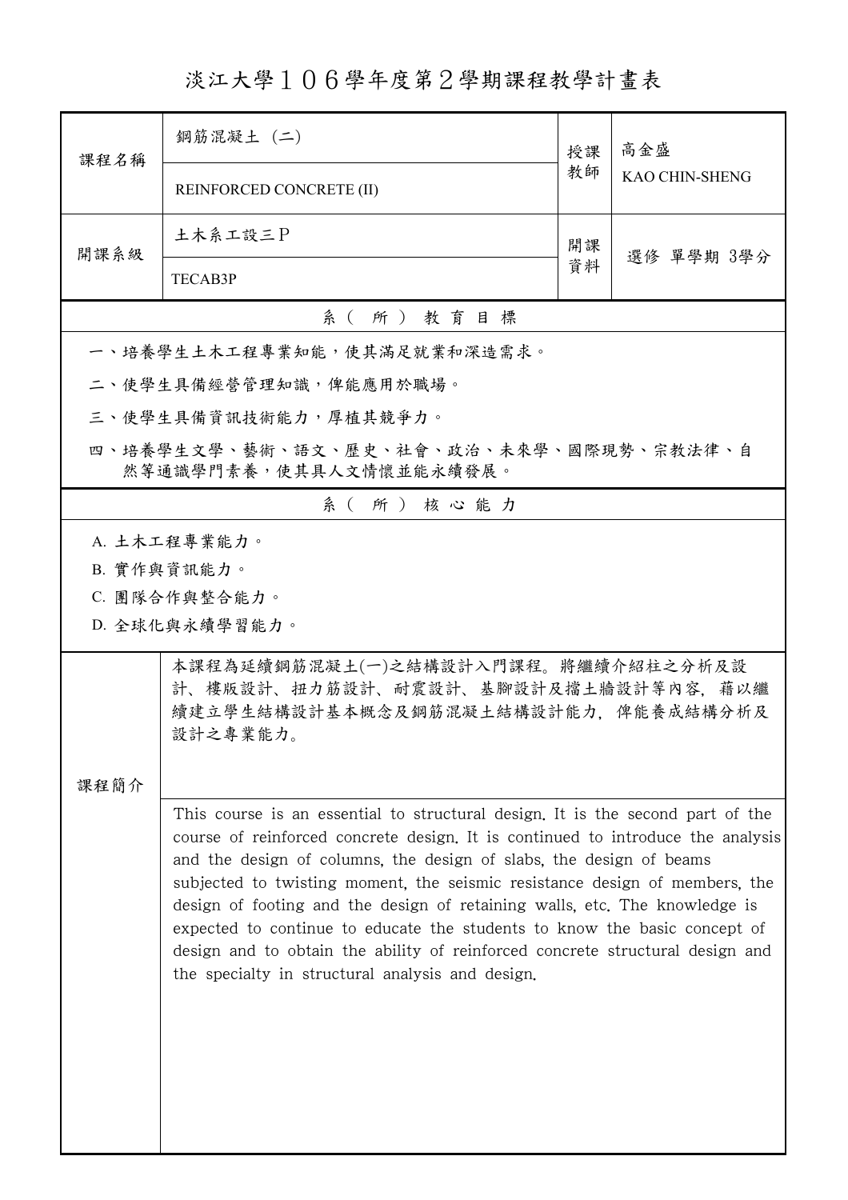# 淡江大學１０６學年度第２學期課程教學計畫表

| 課程名稱 | 鋼筋混凝土 (二) | 授課教師 | 高金盛 |
| --- | --- | --- | --- |
| | REINFORCED CONCRETE (II) | | KAO CHIN-SHENG |
| 開課系級 | 土木系工設三Ｐ | 開課資料 | 選修 單學期 3學分 |
| | TECAB3P | | |

## 系（所）教育目標

一、培養學生土木工程專業知能，使其滿足就業和深造需求。

二、使學生具備經營管理知識，俾能應用於職場。

三、使學生具備資訊技術能力，厚植其競爭力。

四、培養學生文學、藝術、語文、歷史、社會、政治、未來學、國際現勢、宗教法律、自然等通識學門素養，使其具人文情懷並能永續發展。

## 系（所）核心能力

A. 土木工程專業能力。

B. 實作與資訊能力。

C. 團隊合作與整合能力。

D. 全球化與永續學習能力。

## 課程簡介

本課程為延續鋼筋混凝土(一)之結構設計入門課程。將繼續介紹柱之分析及設計、樓版設計、扭力筋設計、耐震設計、基腳設計及擋土牆設計等內容，藉以繼續建立學生結構設計基本概念及鋼筋混凝土結構設計能力，俾能養成結構分析及設計之專業能力。

This course is an essential to structural design. It is the second part of the course of reinforced concrete design. It is continued to introduce the analysis and the design of columns, the design of slabs, the design of beams subjected to twisting moment, the seismic resistance design of members, the design of footing and the design of retaining walls, etc. The knowledge is expected to continue to educate the students to know the basic concept of design and to obtain the ability of reinforced concrete structural design and the specialty in structural analysis and design.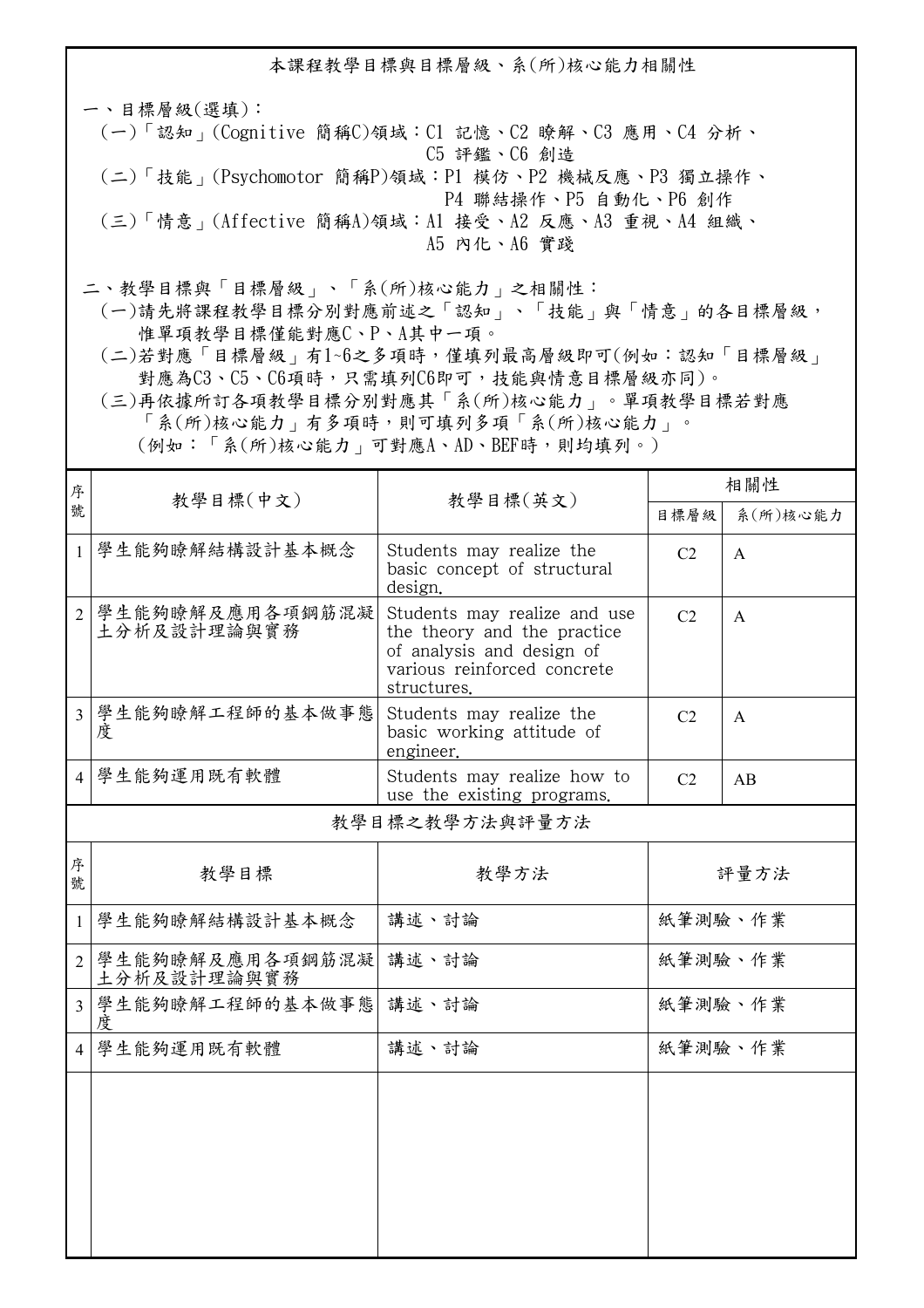## 本課程教學目標與目標層級、系(所)核心能力相關性

一、目標層級(選填)：

(一)「認知」(Cognitive 簡稱C)領域：C1 記憶、C2 瞭解、C3 應用、C4 分析、C5 評鑑、C6 創造

(二)「技能」(Psychomotor 簡稱P)領域：P1 模仿、P2 機械反應、P3 獨立操作、P4 聯結操作、P5 自動化、P6 創作

(三)「情意」(Affective 簡稱A)領域：A1 接受、A2 反應、A3 重視、A4 組織、A5 內化、A6 實踐

二、教學目標與「目標層級」、「系(所)核心能力」之相關性：

(一)請先將課程教學目標分別對應前述之「認知」、「技能」與「情意」的各目標層級，惟單項教學目標僅能對應C、P、A其中一項。

(二)若對應「目標層級」有1~6之多項時，僅填列最高層級即可(例如：認知「目標層級」對應為C3、C5、C6項時，只需填列C6即可，技能與情意目標層級亦同)。

(三)再依據所訂各項教學目標分別對應其「系(所)核心能力」。單項教學目標若對應「系(所)核心能力」有多項時，則可填列多項「系(所)核心能力」。(例如：「系(所)核心能力」可對應A、AD、BEF時，則均填列。)

| 序號 | 教學目標(中文) | 教學目標(英文) | 相關性 | |
|---|---|---|---|---|
| | | | 目標層級 | 系(所)核心能力 |
| 1 | 學生能夠瞭解結構設計基本概念 | Students may realize the basic concept of structural design. | C2 | A |
| 2 | 學生能夠瞭解及應用各項鋼筋混凝土分析及設計理論與實務 | Students may realize and use the theory and the practice of analysis and design of various reinforced concrete structures. | C2 | A |
| 3 | 學生能夠瞭解工程師的基本做事態度 | Students may realize the basic working attitude of engineer. | C2 | A |
| 4 | 學生能夠運用既有軟體 | Students may realize how to use the existing programs. | C2 | AB |

## 教學目標之教學方法與評量方法

| 序號 | 教學目標 | 教學方法 | 評量方法 |
|---|---|---|---|
| 1 | 學生能夠瞭解結構設計基本概念 | 講述、討論 | 紙筆測驗、作業 |
| 2 | 學生能夠瞭解及應用各項鋼筋混凝土分析及設計理論與實務 | 講述、討論 | 紙筆測驗、作業 |
| 3 | 學生能夠瞭解工程師的基本做事態度 | 講述、討論 | 紙筆測驗、作業 |
| 4 | 學生能夠運用既有軟體 | 講述、討論 | 紙筆測驗、作業 |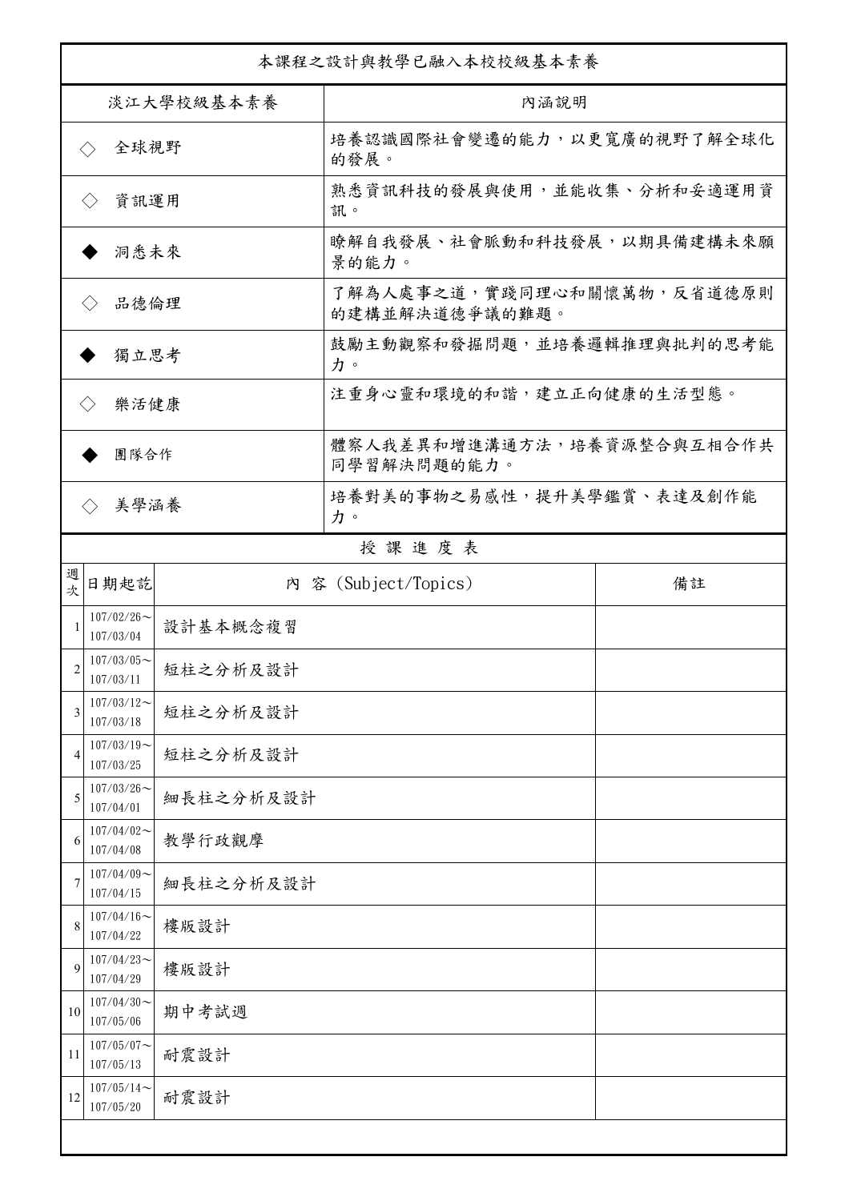| 本課程之設計與教學已融入本校校級基本素養 | |
|---|---|
| 淡江大學校級基本素養 | 內涵說明 |
| ◇ 全球視野 | 培養認識國際社會變遷的能力，以更寬廣的視野了解全球化的發展。 |
| ◇ 資訊運用 | 熟悉資訊科技的發展與使用，並能收集、分析和妥適運用資訊。 |
| ◆ 洞悉未來 | 瞭解自我發展、社會脈動和科技發展，以期具備建構未來願景的能力。 |
| ◇ 品德倫理 | 了解為人處事之道，實踐同理心和關懷萬物，反省道德原則的建構並解決道德爭議的難題。 |
| ◆ 獨立思考 | 鼓勵主動觀察和發掘問題，並培養邏輯推理與批判的思考能力。 |
| ◇ 樂活健康 | 注重身心靈和環境的和諧，建立正向健康的生活型態。 |
| ◆ 團隊合作 | 體察人我差異和增進溝通方法，培養資源整合與互相合作共同學習解決問題的能力。 |
| ◇ 美學涵養 | 培養對美的事物之易感性，提升美學鑑賞、表達及創作能力。 |

授 課 進 度 表

| 週次 | 日期起訖 | 內 容 (Subject/Topics) | 備註 |
|---|---|---|---|
| 1 | 107/02/26～107/03/04 | 設計基本概念複習 | |
| 2 | 107/03/05～107/03/11 | 短柱之分析及設計 | |
| 3 | 107/03/12～107/03/18 | 短柱之分析及設計 | |
| 4 | 107/03/19～107/03/25 | 短柱之分析及設計 | |
| 5 | 107/03/26～107/04/01 | 細長柱之分析及設計 | |
| 6 | 107/04/02～107/04/08 | 教學行政觀摩 | |
| 7 | 107/04/09～107/04/15 | 細長柱之分析及設計 | |
| 8 | 107/04/16～107/04/22 | 樓版設計 | |
| 9 | 107/04/23～107/04/29 | 樓版設計 | |
| 10 | 107/04/30～107/05/06 | 期中考試週 | |
| 11 | 107/05/07～107/05/13 | 耐震設計 | |
| 12 | 107/05/14～107/05/20 | 耐震設計 | |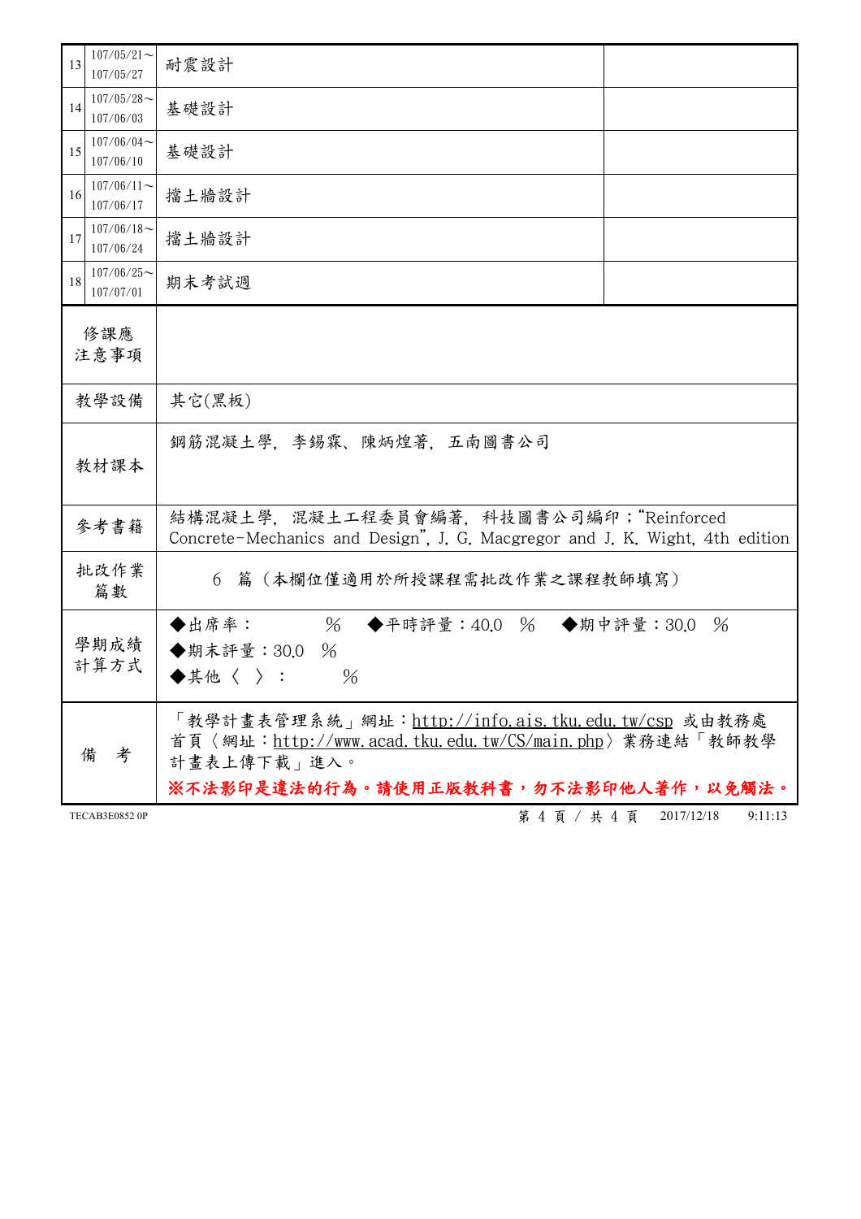| | | | |
|---|---|---|---|
| 13 | 107/05/21～<br>107/05/27 | 耐震設計 | |
| 14 | 107/05/28～<br>107/06/03 | 基礎設計 | |
| 15 | 107/06/04～<br>107/06/10 | 基礎設計 | |
| 16 | 107/06/11～<br>107/06/17 | 擋土牆設計 | |
| 17 | 107/06/18～<br>107/06/24 | 擋土牆設計 | |
| 18 | 107/06/25～<br>107/07/01 | 期末考試週 | |

| | |
|---|---|
| 修課應注意事項 | |
| 教學設備 | 其它(黑板) |
| 教材課本 | 鋼筋混凝土學, 李錫霖、陳炳煌著, 五南圖書公司 |
| 參考書籍 | 結構混凝土學, 混凝土工程委員會編著, 科技圖書公司編印;"Reinforced Concrete-Mechanics and Design", J. G. Macgregor and J. K. Wight, 4th edition |
| 批改作業篇數 | 6 篇（本欄位僅適用於所授課程需批改作業之課程教師填寫） |
| 學期成績計算方式 | ◆出席率： %　◆平時評量：40.0 %　◆期中評量：30.0 %<br>◆期末評量：30.0 %<br>◆其他〈 〉： % |
| 備　考 | 「教學計畫表管理系統」網址：http://info.ais.tku.edu.tw/csp 或由教務處首頁〈網址：http://www.acad.tku.edu.tw/CS/main.php〉業務連結「教師教學計畫表上傳下載」進入。<br>**※不法影印是違法的行為。請使用正版教科書，勿不法影印他人著作，以免觸法。** |

TECAB3E0852 0P　　　2017/12/18　9:11:13